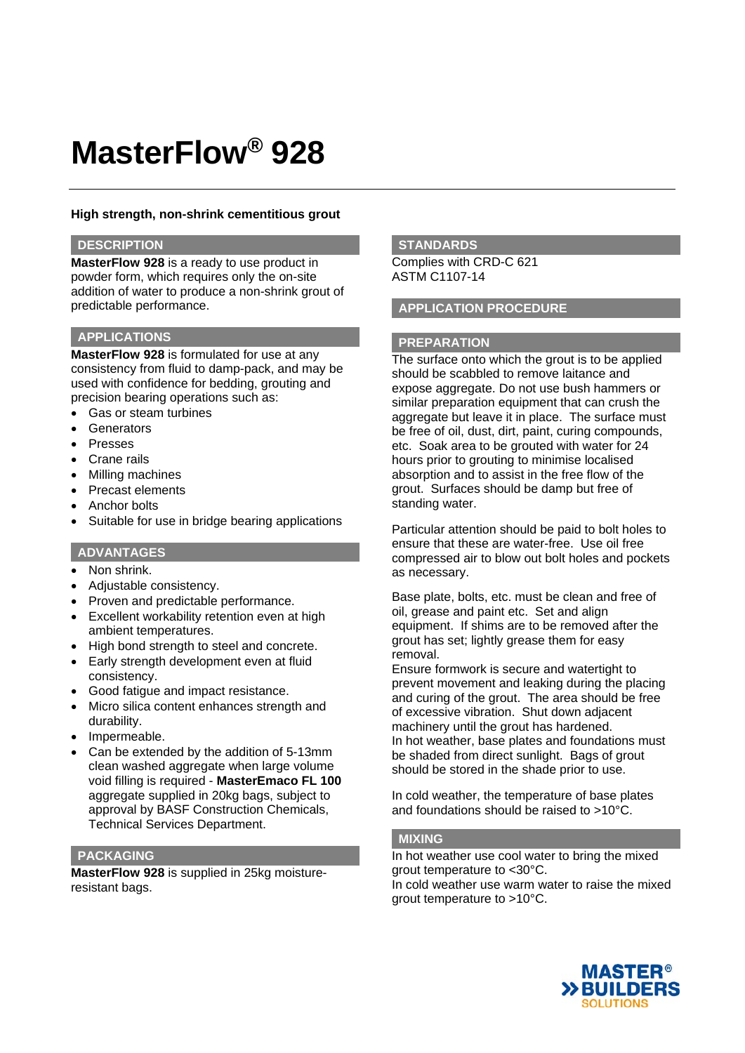# MasterFlow® 928

**High strength, non-shrink cementitious grout**

## DESCRIPTION

**MasterFlow 928** is a ready to use product in powder form, which requires only the on-site addition of water to produce a non-shrink grout of predictable performance.

## APPLICATIONS

**MasterFlow 928** is formulated for use at any consistency from fluid to damp-pack, and may be used with confidence for bedding, grouting and precision bearing operations such as:

- Gas or steam turbines
- Generators
- Presses
- Crane rails
- Milling machines
- Precast elements
- Anchor bolts
- Suitable for use in bridge bearing applications

## ADVANTAGES

- Non shrink.
- Adjustable consistency.
- Proven and predictable performance.
- Excellent workability retention even at high ambient temperatures.
- High bond strength to steel and concrete.
- Early strength development even at fluid consistency.
- Good fatigue and impact resistance.
- Micro silica content enhances strength and durability.
- Impermeable.
- Can be extended by the addition of 5-13mm clean washed aggregate when large volume void filling is required - **MasterEmaco FL 100** aggregate supplied in 20kg bags, subject to approval by BASF Construction Chemicals, Technical Services Department.

## PACKAGING

**MasterFlow 928** is supplied in 25kg moisture-resistant bags.

## STANDARDS

Complies with CRD-C 621
ASTM C1107-14

## APPLICATION PROCEDURE

## PREPARATION

The surface onto which the grout is to be applied should be scabbled to remove laitance and expose aggregate. Do not use bush hammers or similar preparation equipment that can crush the aggregate but leave it in place. The surface must be free of oil, dust, dirt, paint, curing compounds, etc. Soak area to be grouted with water for 24 hours prior to grouting to minimise localised absorption and to assist in the free flow of the grout. Surfaces should be damp but free of standing water.

Particular attention should be paid to bolt holes to ensure that these are water-free. Use oil free compressed air to blow out bolt holes and pockets as necessary.

Base plate, bolts, etc. must be clean and free of oil, grease and paint etc. Set and align equipment. If shims are to be removed after the grout has set; lightly grease them for easy removal.
Ensure formwork is secure and watertight to prevent movement and leaking during the placing and curing of the grout. The area should be free of excessive vibration. Shut down adjacent machinery until the grout has hardened.
In hot weather, base plates and foundations must be shaded from direct sunlight. Bags of grout should be stored in the shade prior to use.

In cold weather, the temperature of base plates and foundations should be raised to >10°C.

## MIXING

In hot weather use cool water to bring the mixed grout temperature to <30°C.
In cold weather use warm water to raise the mixed grout temperature to >10°C.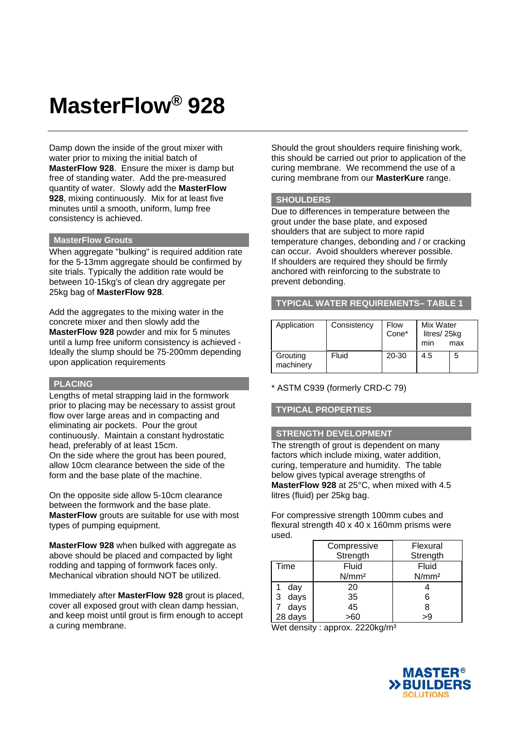# MasterFlow® 928

Damp down the inside of the grout mixer with water prior to mixing the initial batch of **MasterFlow 928**. Ensure the mixer is damp but free of standing water. Add the pre-measured quantity of water. Slowly add the **MasterFlow 928**, mixing continuously. Mix for at least five minutes until a smooth, uniform, lump free consistency is achieved.

## MasterFlow Grouts

When aggregate "bulking" is required addition rate for the 5-13mm aggregate should be confirmed by site trials. Typically the addition rate would be between 10-15kg's of clean dry aggregate per 25kg bag of **MasterFlow 928**.

Add the aggregates to the mixing water in the concrete mixer and then slowly add the **MasterFlow 928** powder and mix for 5 minutes until a lump free uniform consistency is achieved - Ideally the slump should be 75-200mm depending upon application requirements

## PLACING

Lengths of metal strapping laid in the formwork prior to placing may be necessary to assist grout flow over large areas and in compacting and eliminating air pockets. Pour the grout continuously. Maintain a constant hydrostatic head, preferably of at least 15cm.
On the side where the grout has been poured, allow 10cm clearance between the side of the form and the base plate of the machine.

On the opposite side allow 5-10cm clearance between the formwork and the base plate. **MasterFlow** grouts are suitable for use with most types of pumping equipment.

**MasterFlow 928** when bulked with aggregate as above should be placed and compacted by light rodding and tapping of formwork faces only. Mechanical vibration should NOT be utilized.

Immediately after **MasterFlow 928** grout is placed, cover all exposed grout with clean damp hessian, and keep moist until grout is firm enough to accept a curing membrane.

Should the grout shoulders require finishing work, this should be carried out prior to application of the curing membrane. We recommend the use of a curing membrane from our **MasterKure** range.

## SHOULDERS

Due to differences in temperature between the grout under the base plate, and exposed shoulders that are subject to more rapid temperature changes, debonding and / or cracking can occur. Avoid shoulders wherever possible. If shoulders are required they should be firmly anchored with reinforcing to the substrate to prevent debonding.

## TYPICAL WATER REQUIREMENTS– TABLE 1

| Application | Consistency | Flow Cone* | Mix Water litres/ 25kg min | max |
|---|---|---|---|---|
| Grouting machinery | Fluid | 20-30 | 4.5 | 5 |

\* ASTM C939 (formerly CRD-C 79)

## TYPICAL PROPERTIES

## STRENGTH DEVELOPMENT

The strength of grout is dependent on many factors which include mixing, water addition, curing, temperature and humidity. The table below gives typical average strengths of **MasterFlow 928** at 25°C, when mixed with 4.5 litres (fluid) per 25kg bag.

For compressive strength 100mm cubes and flexural strength 40 x 40 x 160mm prisms were used.

| | Compressive Strength | Flexural Strength |
|---|---|---|
| Time | Fluid N/mm² | Fluid N/mm² |
| 1 day | 20 | 4 |
| 3 days | 35 | 6 |
| 7 days | 45 | 8 |
| 28 days | >60 | >9 |

Wet density : approx. 2220kg/m³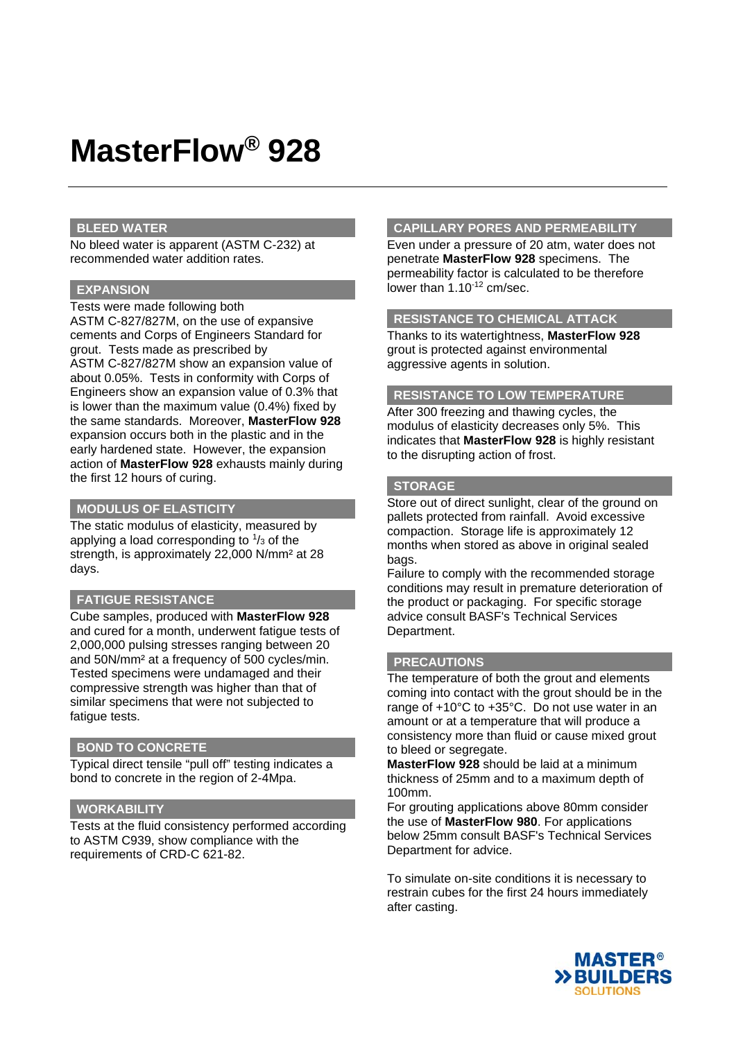# MasterFlow® 928

## BLEED WATER

No bleed water is apparent (ASTM C-232) at recommended water addition rates.

## EXPANSION

Tests were made following both ASTM C-827/827M, on the use of expansive cements and Corps of Engineers Standard for grout. Tests made as prescribed by ASTM C-827/827M show an expansion value of about 0.05%. Tests in conformity with Corps of Engineers show an expansion value of 0.3% that is lower than the maximum value (0.4%) fixed by the same standards. Moreover, **MasterFlow 928** expansion occurs both in the plastic and in the early hardened state. However, the expansion action of **MasterFlow 928** exhausts mainly during the first 12 hours of curing.

## MODULUS OF ELASTICITY

The static modulus of elasticity, measured by applying a load corresponding to $^1/_3$ of the strength, is approximately 22,000 N/mm² at 28 days.

## FATIGUE RESISTANCE

Cube samples, produced with **MasterFlow 928** and cured for a month, underwent fatigue tests of 2,000,000 pulsing stresses ranging between 20 and 50N/mm² at a frequency of 500 cycles/min. Tested specimens were undamaged and their compressive strength was higher than that of similar specimens that were not subjected to fatigue tests.

## BOND TO CONCRETE

Typical direct tensile "pull off" testing indicates a bond to concrete in the region of 2-4Mpa.

## WORKABILITY

Tests at the fluid consistency performed according to ASTM C939, show compliance with the requirements of CRD-C 621-82.

## CAPILLARY PORES AND PERMEABILITY

Even under a pressure of 20 atm, water does not penetrate **MasterFlow 928** specimens. The permeability factor is calculated to be therefore lower than $1.10^{-12}$ cm/sec.

## RESISTANCE TO CHEMICAL ATTACK

Thanks to its watertightness, **MasterFlow 928** grout is protected against environmental aggressive agents in solution.

## RESISTANCE TO LOW TEMPERATURE

After 300 freezing and thawing cycles, the modulus of elasticity decreases only 5%. This indicates that **MasterFlow 928** is highly resistant to the disrupting action of frost.

## STORAGE

Store out of direct sunlight, clear of the ground on pallets protected from rainfall. Avoid excessive compaction. Storage life is approximately 12 months when stored as above in original sealed bags.

Failure to comply with the recommended storage conditions may result in premature deterioration of the product or packaging. For specific storage advice consult BASF's Technical Services Department.

## PRECAUTIONS

The temperature of both the grout and elements coming into contact with the grout should be in the range of +10°C to +35°C. Do not use water in an amount or at a temperature that will produce a consistency more than fluid or cause mixed grout to bleed or segregate.

**MasterFlow 928** should be laid at a minimum thickness of 25mm and to a maximum depth of 100mm.

For grouting applications above 80mm consider the use of **MasterFlow 980**. For applications below 25mm consult BASF's Technical Services Department for advice.

To simulate on-site conditions it is necessary to restrain cubes for the first 24 hours immediately after casting.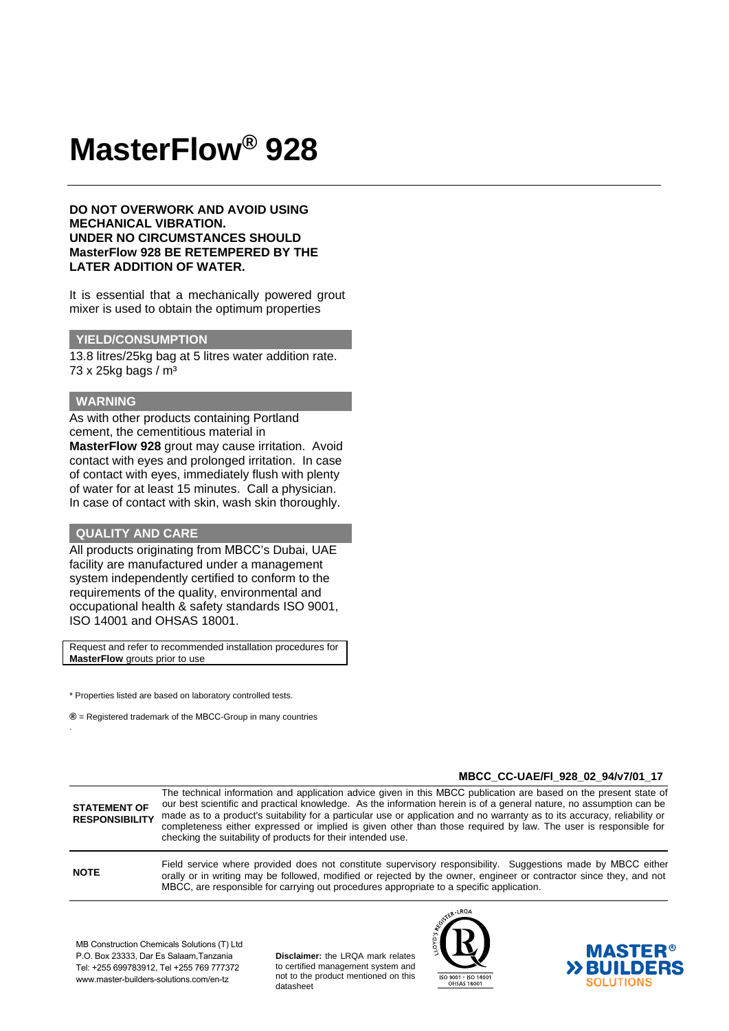# MasterFlow® 928

**DO NOT OVERWORK AND AVOID USING MECHANICAL VIBRATION.**
**UNDER NO CIRCUMSTANCES SHOULD MasterFlow 928 BE RETEMPERED BY THE LATER ADDITION OF WATER.**

It is essential that a mechanically powered grout mixer is used to obtain the optimum properties

## YIELD/CONSUMPTION

13.8 litres/25kg bag at 5 litres water addition rate.
73 x 25kg bags / m³

## WARNING

As with other products containing Portland cement, the cementitious material in **MasterFlow 928** grout may cause irritation. Avoid contact with eyes and prolonged irritation. In case of contact with eyes, immediately flush with plenty of water for at least 15 minutes. Call a physician. In case of contact with skin, wash skin thoroughly.

## QUALITY AND CARE

All products originating from MBCC's Dubai, UAE facility are manufactured under a management system independently certified to conform to the requirements of the quality, environmental and occupational health & safety standards ISO 9001, ISO 14001 and OHSAS 18001.

Request and refer to recommended installation procedures for **MasterFlow** grouts prior to use

\* Properties listed are based on laboratory controlled tests.

® = Registered trademark of the MBCC-Group in many countries

**MBCC_CC-UAE/Fl_928_02_94/v7/01_17**

| | |
|---|---|
| **STATEMENT OF RESPONSIBILITY** | The technical information and application advice given in this MBCC publication are based on the present state of our best scientific and practical knowledge. As the information herein is of a general nature, no assumption can be made as to a product's suitability for a particular use or application and no warranty as to its accuracy, reliability or completeness either expressed or implied is given other than those required by law. The user is responsible for checking the suitability of products for their intended use. |
| **NOTE** | Field service where provided does not constitute supervisory responsibility. Suggestions made by MBCC either orally or in writing may be followed, modified or rejected by the owner, engineer or contractor since they, and not MBCC, are responsible for carrying out procedures appropriate to a specific application. |

MB Construction Chemicals Solutions (T) Ltd
P.O. Box 23333, Dar Es Salaam,Tanzania
Tel: +255 699783912, Tel +255 769 777372
www.master-builders-solutions.com/en-tz

**Disclaimer:** the LRQA mark relates to certified management system and not to the product mentioned on this datasheet

ISO 9001 - ISO 14001
OHSAS 18001

MASTER® BUILDERS SOLUTIONS